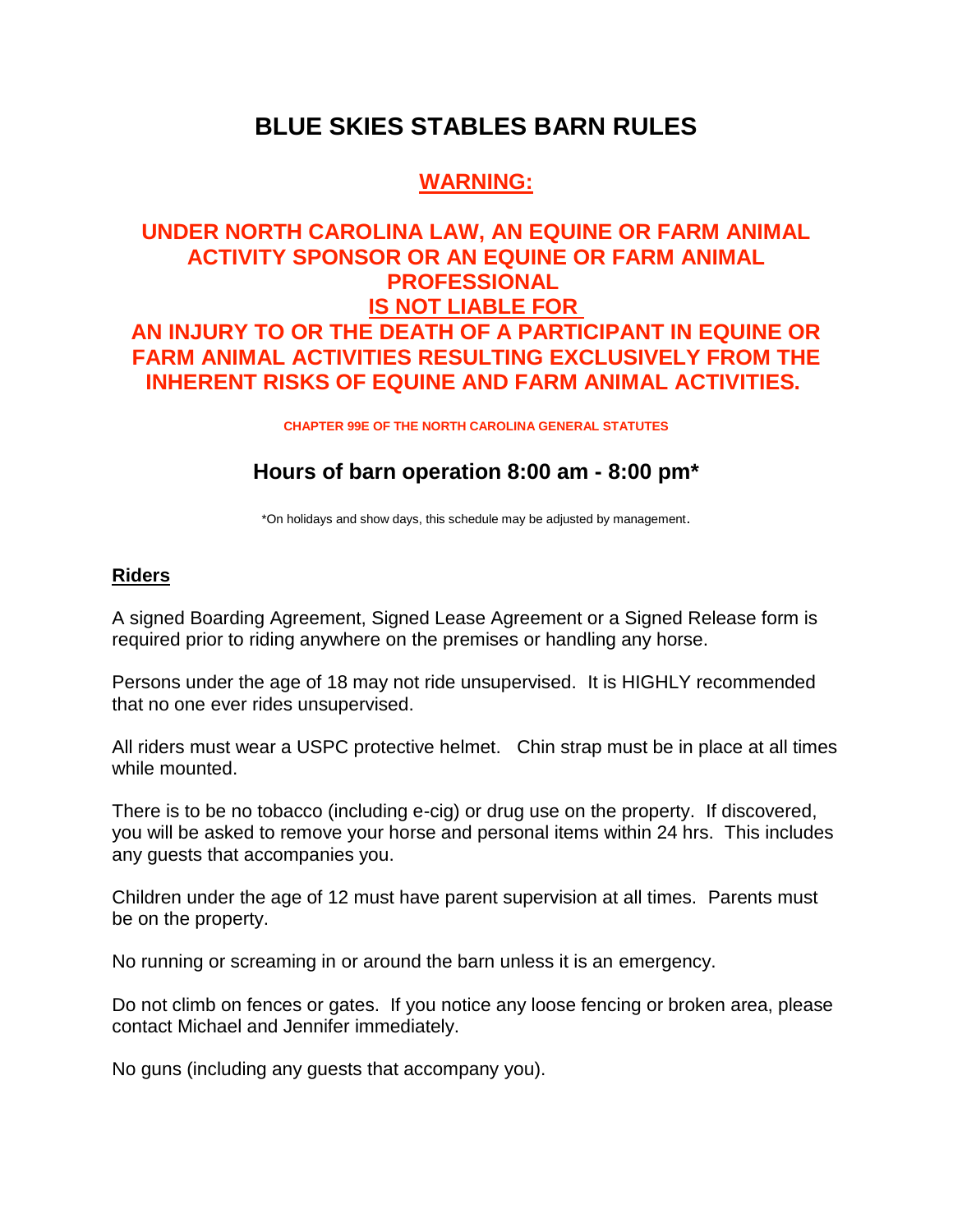# BLUE SKIES STABLES BARN RULES

## WARNING:

## UNDER NORTH CAROLINA LAW, AN EQUINE OR FARM ANIMAL ACTIVITY SPONSOR OR AN EQUINE OR FARM ANIMAL PROFESSIONAL IS NOT LIABLE FOR AN INJURY TO OR THE DEATH OF A PARTICIPANT IN EQUINE OR FARM ANIMAL ACTIVITIES RESULTING EXCLUSIVELY FROM THE INHERENT RISKS OF EQUINE AND FARM ANIMAL ACTIVITIES.

**CHAPTER 99E OF THE NORTH CAROLINA GENERAL STATUTES**

### Hours of barn operation 8:00 am - 8:00 pm*

*On holidays and show days, this schedule may be adjusted by management.

**Riders**

A signed Boarding Agreement, Signed Lease Agreement or a Signed Release form is required prior to riding anywhere on the premises or handling any horse.

Persons under the age of 18 may not ride unsupervised. It is HIGHLY recommended that no one ever rides unsupervised.

All riders must wear a USPC protective helmet. Chin strap must be in place at all times while mounted.

There is to be no tobacco (including e-cig) or drug use on the property. If discovered, you will be asked to remove your horse and personal items within 24 hrs. This includes any guests that accompanies you.

Children under the age of 12 must have parent supervision at all times. Parents must be on the property.

No running or screaming in or around the barn unless it is an emergency.

Do not climb on fences or gates. If you notice any loose fencing or broken area, please contact Michael and Jennifer immediately.

No guns (including any guests that accompany you).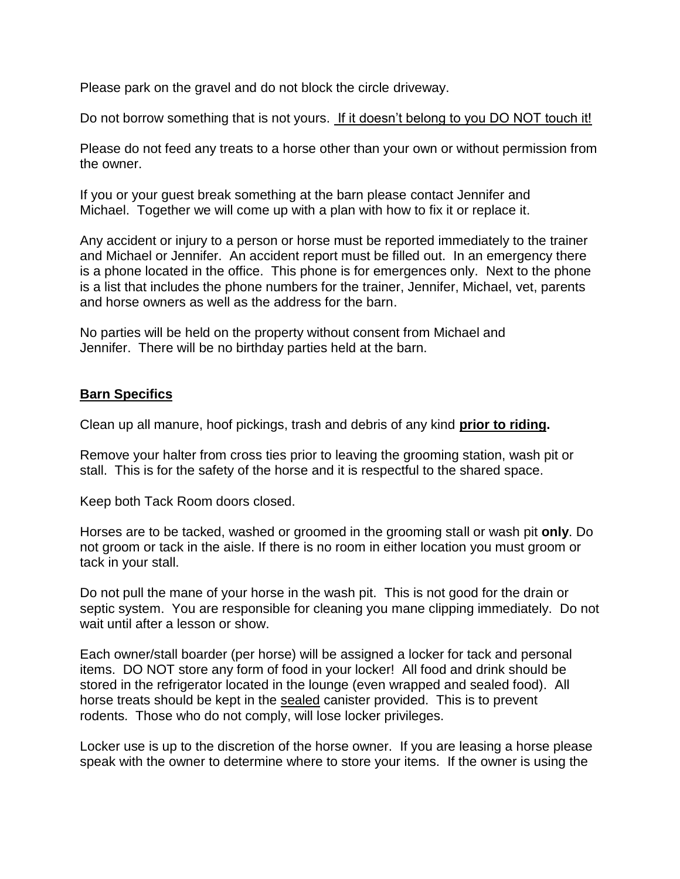Please park on the gravel and do not block the circle driveway.

Do not borrow something that is not yours. If it doesn't belong to you DO NOT touch it!

Please do not feed any treats to a horse other than your own or without permission from the owner.

If you or your guest break something at the barn please contact Jennifer and Michael. Together we will come up with a plan with how to fix it or replace it.

Any accident or injury to a person or horse must be reported immediately to the trainer and Michael or Jennifer. An accident report must be filled out. In an emergency there is a phone located in the office. This phone is for emergences only. Next to the phone is a list that includes the phone numbers for the trainer, Jennifer, Michael, vet, parents and horse owners as well as the address for the barn.

No parties will be held on the property without consent from Michael and Jennifer. There will be no birthday parties held at the barn.

## Barn Specifics

Clean up all manure, hoof pickings, trash and debris of any kind **prior to riding.**

Remove your halter from cross ties prior to leaving the grooming station, wash pit or stall. This is for the safety of the horse and it is respectful to the shared space.

Keep both Tack Room doors closed.

Horses are to be tacked, washed or groomed in the grooming stall or wash pit **only**. Do not groom or tack in the aisle. If there is no room in either location you must groom or tack in your stall.

Do not pull the mane of your horse in the wash pit. This is not good for the drain or septic system. You are responsible for cleaning you mane clippings immediately. Do not wait until after a lesson or show.

Each owner/stall boarder (per horse) will be assigned a locker for tack and personal items. DO NOT store any form of food in your locker! All food and drink should be stored in the refrigerator located in the lounge (even wrapped and sealed food). All horse treats should be kept in the sealed canister provided. This is to prevent rodents. Those who do not comply, will lose locker privileges.

Locker use is up to the discretion of the horse owner. If you are leasing a horse please speak with the owner to determine where to store your items. If the owner is using the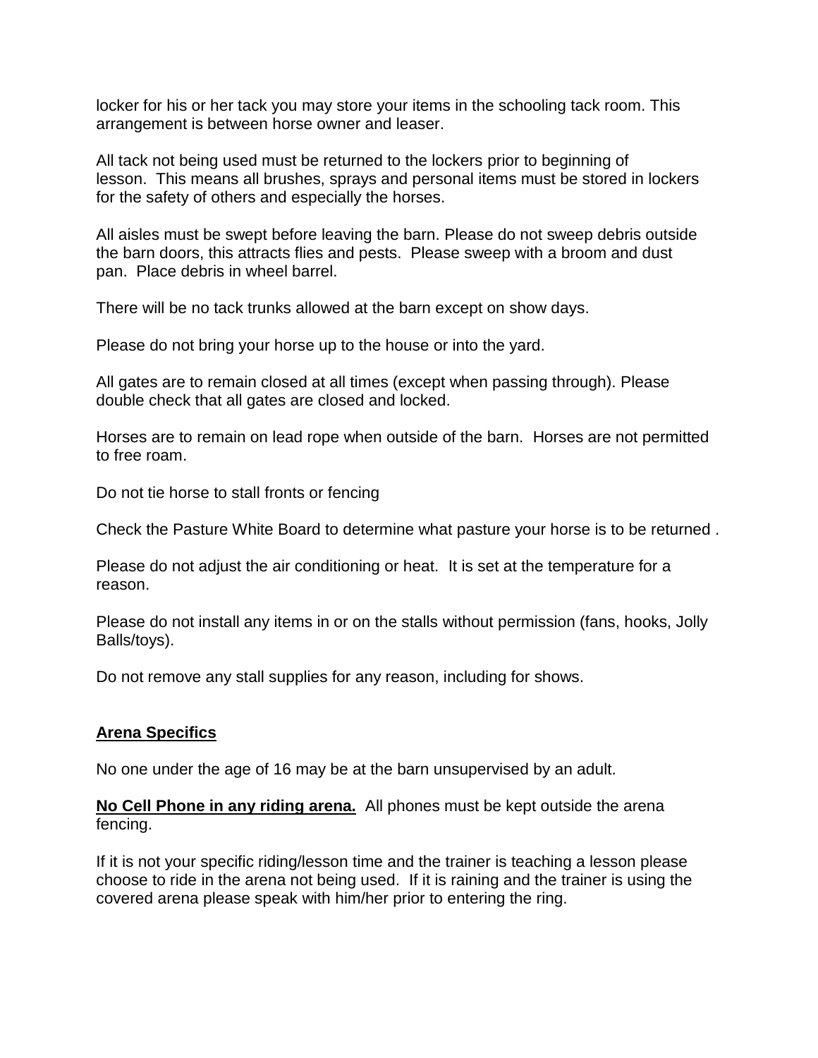locker for his or her tack you may store your items in the schooling tack room. This arrangement is between horse owner and leaser.

All tack not being used must be returned to the lockers prior to beginning of lesson. This means all brushes, sprays and personal items must be stored in lockers for the safety of others and especially the horses.

All aisles must be swept before leaving the barn. Please do not sweep debris outside the barn doors, this attracts flies and pests. Please sweep with a broom and dust pan. Place debris in wheel barrel.

There will be no tack trunks allowed at the barn except on show days.

Please do not bring your horse up to the house or into the yard.

All gates are to remain closed at all times (except when passing through). Please double check that all gates are closed and locked.

Horses are to remain on lead rope when outside of the barn. Horses are not permitted to free roam.

Do not tie horse to stall fronts or fencing

Check the Pasture White Board to determine what pasture your horse is to be returned .

Please do not adjust the air conditioning or heat. It is set at the temperature for a reason.

Please do not install any items in or on the stalls without permission (fans, hooks, Jolly Balls/toys).

Do not remove any stall supplies for any reason, including for shows.

**Arena Specifics**

No one under the age of 16 may be at the barn unsupervised by an adult.

**No Cell Phone in any riding arena.** All phones must be kept outside the arena fencing.

If it is not your specific riding/lesson time and the trainer is teaching a lesson please choose to ride in the arena not being used. If it is raining and the trainer is using the covered arena please speak with him/her prior to entering the ring.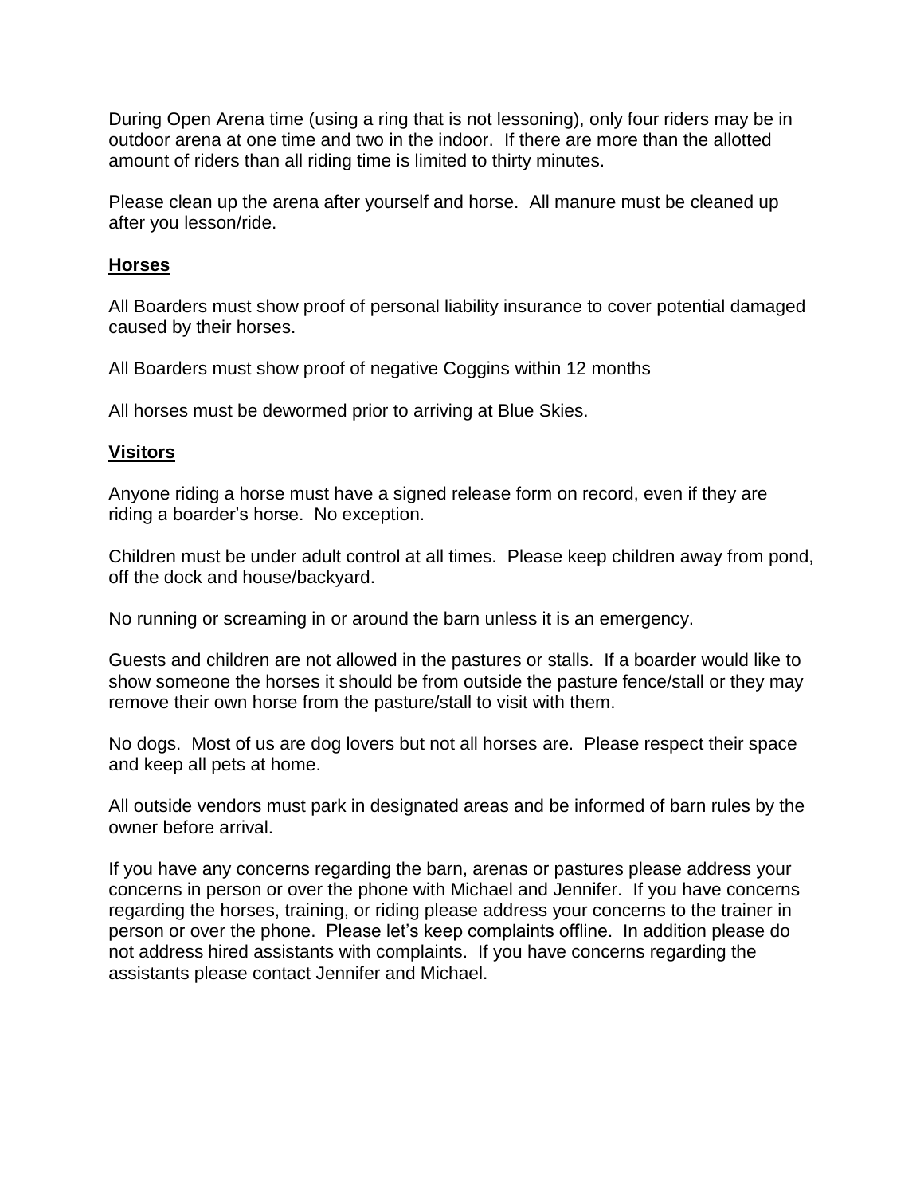During Open Arena time (using a ring that is not lessoning), only four riders may be in outdoor arena at one time and two in the indoor. If there are more than the allotted amount of riders than all riding time is limited to thirty minutes.

Please clean up the arena after yourself and horse. All manure must be cleaned up after you lesson/ride.

## Horses

All Boarders must show proof of personal liability insurance to cover potential damaged caused by their horses.

All Boarders must show proof of negative Coggins within 12 months

All horses must be dewormed prior to arriving at Blue Skies.

## Visitors

Anyone riding a horse must have a signed release form on record, even if they are riding a boarder's horse. No exception.

Children must be under adult control at all times. Please keep children away from pond, off the dock and house/backyard.

No running or screaming in or around the barn unless it is an emergency.

Guests and children are not allowed in the pastures or stalls. If a boarder would like to show someone the horses it should be from outside the pasture fence/stall or they may remove their own horse from the pasture/stall to visit with them.

No dogs. Most of us are dog lovers but not all horses are. Please respect their space and keep all pets at home.

All outside vendors must park in designated areas and be informed of barn rules by the owner before arrival.

If you have any concerns regarding the barn, arenas or pastures please address your concerns in person or over the phone with Michael and Jennifer. If you have concerns regarding the horses, training, or riding please address your concerns to the trainer in person or over the phone. Please let's keep complaints offline. In addition please do not address hired assistants with complaints. If you have concerns regarding the assistants please contact Jennifer and Michael.